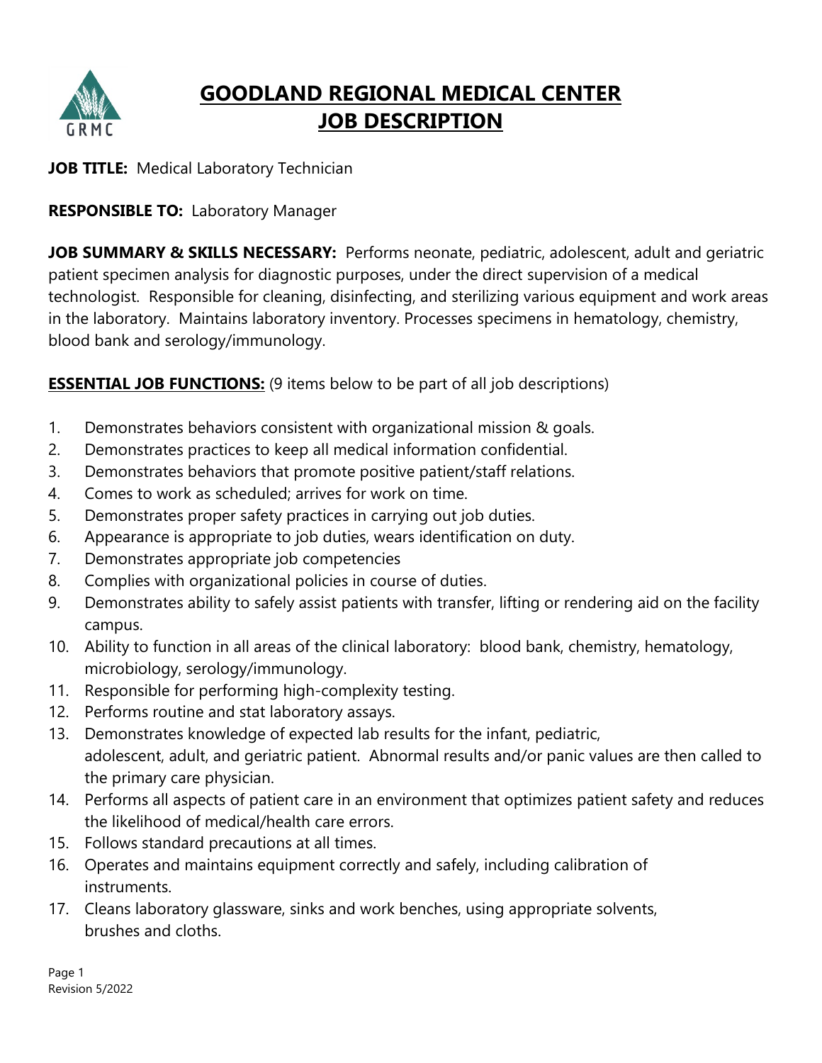# GOODLAND REGIONAL MEDICAL CENTER
# JOB DESCRIPTION

**JOB TITLE:** Medical Laboratory Technician

**RESPONSIBLE TO:** Laboratory Manager

**JOB SUMMARY & SKILLS NECESSARY:** Performs neonate, pediatric, adolescent, adult and geriatric patient specimen analysis for diagnostic purposes, under the direct supervision of a medical technologist. Responsible for cleaning, disinfecting, and sterilizing various equipment and work areas in the laboratory. Maintains laboratory inventory. Processes specimens in hematology, chemistry, blood bank and serology/immunology.

**ESSENTIAL JOB FUNCTIONS:** (9 items below to be part of all job descriptions)

1. Demonstrates behaviors consistent with organizational mission & goals.
2. Demonstrates practices to keep all medical information confidential.
3. Demonstrates behaviors that promote positive patient/staff relations.
4. Comes to work as scheduled; arrives for work on time.
5. Demonstrates proper safety practices in carrying out job duties.
6. Appearance is appropriate to job duties, wears identification on duty.
7. Demonstrates appropriate job competencies
8. Complies with organizational policies in course of duties.
9. Demonstrates ability to safely assist patients with transfer, lifting or rendering aid on the facility campus.
10. Ability to function in all areas of the clinical laboratory: blood bank, chemistry, hematology, microbiology, serology/immunology.
11. Responsible for performing high-complexity testing.
12. Performs routine and stat laboratory assays.
13. Demonstrates knowledge of expected lab results for the infant, pediatric, adolescent, adult, and geriatric patient. Abnormal results and/or panic values are then called to the primary care physician.
14. Performs all aspects of patient care in an environment that optimizes patient safety and reduces the likelihood of medical/health care errors.
15. Follows standard precautions at all times.
16. Operates and maintains equipment correctly and safely, including calibration of instruments.
17. Cleans laboratory glassware, sinks and work benches, using appropriate solvents, brushes and cloths.

Revision 5/2022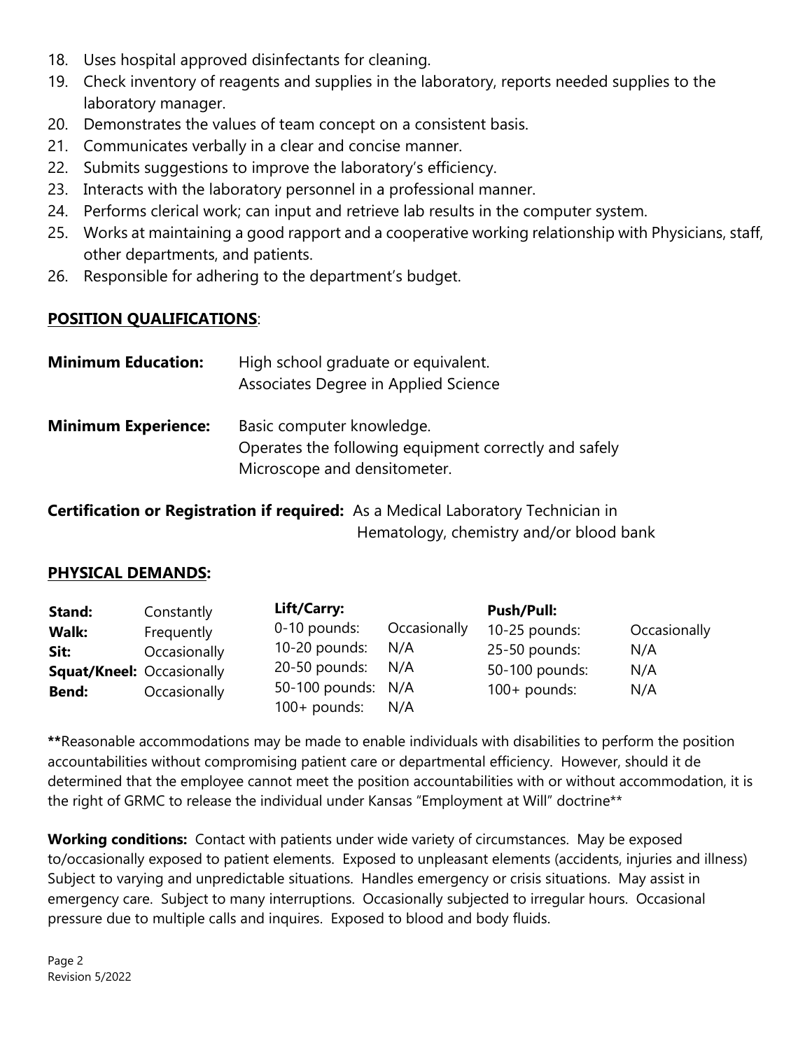18. Uses hospital approved disinfectants for cleaning.
19. Check inventory of reagents and supplies in the laboratory, reports needed supplies to the laboratory manager.
20. Demonstrates the values of team concept on a consistent basis.
21. Communicates verbally in a clear and concise manner.
22. Submits suggestions to improve the laboratory's efficiency.
23. Interacts with the laboratory personnel in a professional manner.
24. Performs clerical work; can input and retrieve lab results in the computer system.
25. Works at maintaining a good rapport and a cooperative working relationship with Physicians, staff, other departments, and patients.
26. Responsible for adhering to the department's budget.

## POSITION QUALIFICATIONS:

**Minimum Education:** High school graduate or equivalent.
Associates Degree in Applied Science

**Minimum Experience:** Basic computer knowledge.
Operates the following equipment correctly and safely
Microscope and densitometer.

**Certification or Registration if required:** As a Medical Laboratory Technician in Hematology, chemistry and/or blood bank

## PHYSICAL DEMANDS:

| | | **Lift/Carry:** | | **Push/Pull:** | |
|---|---|---|---|---|---|
| **Stand:** | Constantly | 0-10 pounds: | Occasionally | 10-25 pounds: | Occasionally |
| **Walk:** | Frequently | 10-20 pounds: | N/A | 25-50 pounds: | N/A |
| **Sit:** | Occasionally | 20-50 pounds: | N/A | 50-100 pounds: | N/A |
| **Squat/Kneel:** | Occasionally | 50-100 pounds: | N/A | 100+ pounds: | N/A |
| **Bend:** | Occasionally | 100+ pounds: | N/A | | |

**Reasonable accommodations may be made to enable individuals with disabilities to perform the position accountabilities without compromising patient care or departmental efficiency. However, should it de determined that the employee cannot meet the position accountabilities with or without accommodation, it is the right of GRMC to release the individual under Kansas "Employment at Will" doctrine**

**Working conditions:** Contact with patients under wide variety of circumstances. May be exposed to/occasionally exposed to patient elements. Exposed to unpleasant elements (accidents, injuries and illness) Subject to varying and unpredictable situations. Handles emergency or crisis situations. May assist in emergency care. Subject to many interruptions. Occasionally subjected to irregular hours. Occasional pressure due to multiple calls and inquires. Exposed to blood and body fluids.

Revision 5/2022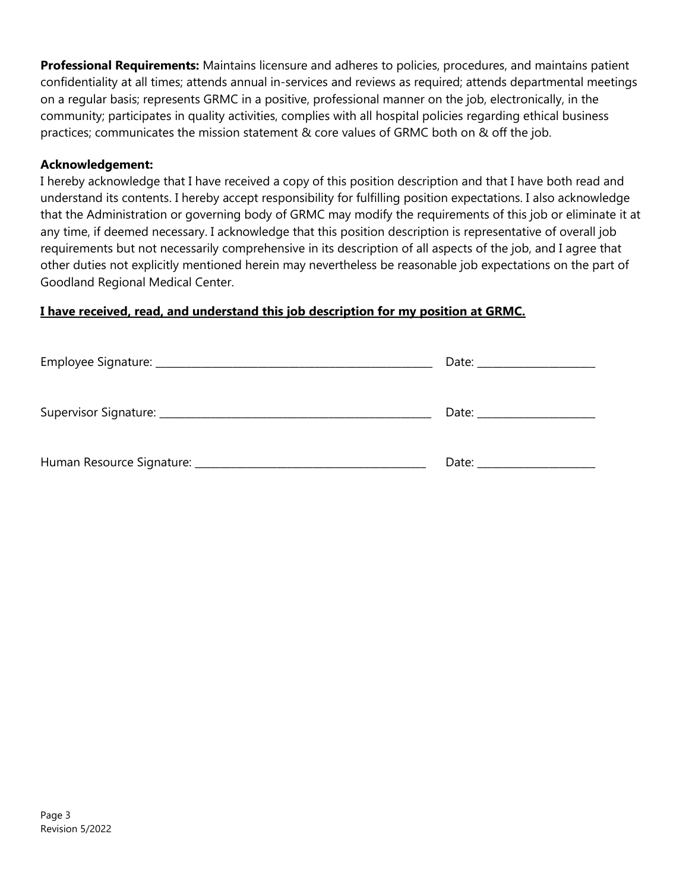**Professional Requirements:** Maintains licensure and adheres to policies, procedures, and maintains patient confidentiality at all times; attends annual in-services and reviews as required; attends departmental meetings on a regular basis; represents GRMC in a positive, professional manner on the job, electronically, in the community; participates in quality activities, complies with all hospital policies regarding ethical business practices; communicates the mission statement & core values of GRMC both on & off the job.

**Acknowledgement:**

I hereby acknowledge that I have received a copy of this position description and that I have both read and understand its contents. I hereby accept responsibility for fulfilling position expectations. I also acknowledge that the Administration or governing body of GRMC may modify the requirements of this job or eliminate it at any time, if deemed necessary. I acknowledge that this position description is representative of overall job requirements but not necessarily comprehensive in its description of all aspects of the job, and I agree that other duties not explicitly mentioned herein may nevertheless be reasonable job expectations on the part of Goodland Regional Medical Center.

**<u>I have received, read, and understand this job description for my position at GRMC.</u>**

Employee Signature: ____________________________________________ Date: ____________________

Supervisor Signature: ___________________________________________ Date: ____________________

Human Resource Signature: ______________________________________ Date: ____________________

Revision 5/2022